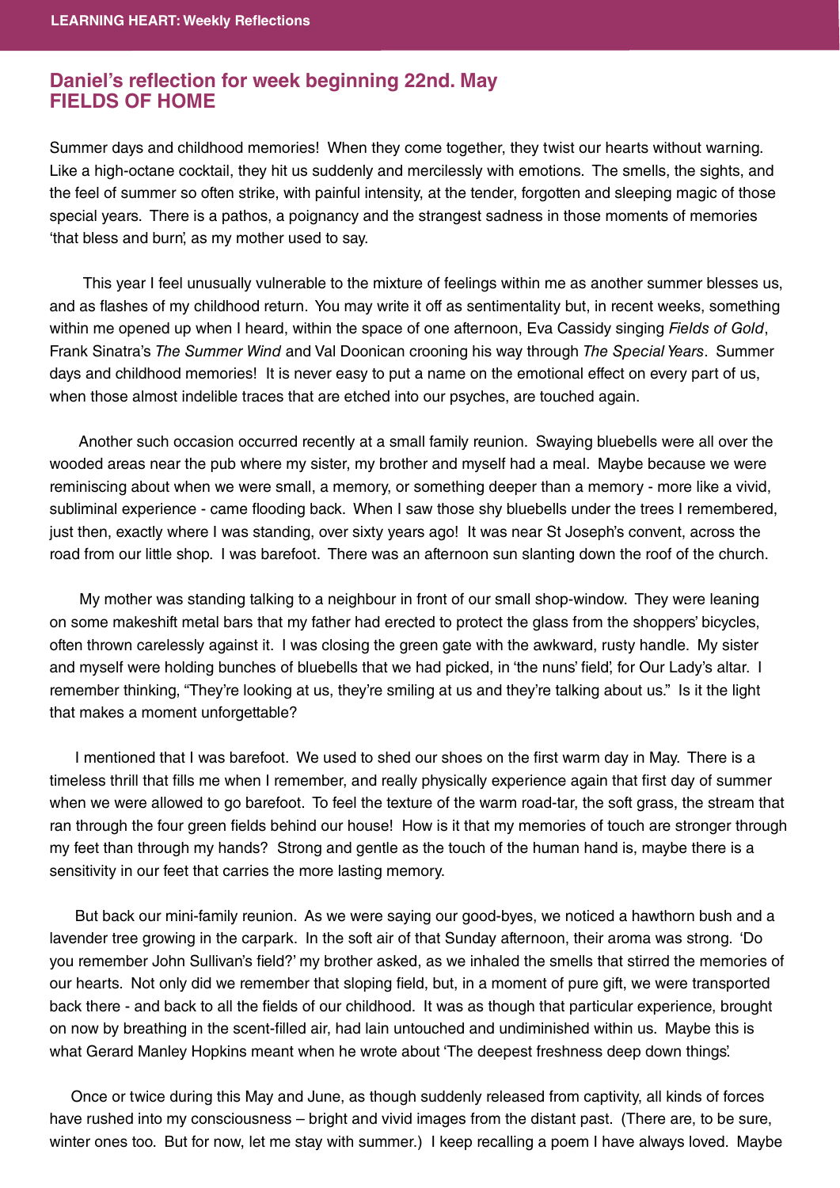## Daniel's reflection for week beginning 22nd. May
## FIELDS OF HOME

Summer days and childhood memories! When they come together, they twist our hearts without warning. Like a high-octane cocktail, they hit us suddenly and mercilessly with emotions. The smells, the sights, and the feel of summer so often strike, with painful intensity, at the tender, forgotten and sleeping magic of those special years. There is a pathos, a poignancy and the strangest sadness in those moments of memories 'that bless and burn', as my mother used to say.

This year I feel unusually vulnerable to the mixture of feelings within me as another summer blesses us, and as flashes of my childhood return. You may write it off as sentimentality but, in recent weeks, something within me opened up when I heard, within the space of one afternoon, Eva Cassidy singing *Fields of Gold*, Frank Sinatra's *The Summer Wind* and Val Doonican crooning his way through *The Special Years*. Summer days and childhood memories! It is never easy to put a name on the emotional effect on every part of us, when those almost indelible traces that are etched into our psyches, are touched again.

Another such occasion occurred recently at a small family reunion. Swaying bluebells were all over the wooded areas near the pub where my sister, my brother and myself had a meal. Maybe because we were reminiscing about when we were small, a memory, or something deeper than a memory - more like a vivid, subliminal experience - came flooding back. When I saw those shy bluebells under the trees I remembered, just then, exactly where I was standing, over sixty years ago! It was near St Joseph's convent, across the road from our little shop. I was barefoot. There was an afternoon sun slanting down the roof of the church.

My mother was standing talking to a neighbour in front of our small shop-window. They were leaning on some makeshift metal bars that my father had erected to protect the glass from the shoppers' bicycles, often thrown carelessly against it. I was closing the green gate with the awkward, rusty handle. My sister and myself were holding bunches of bluebells that we had picked, in 'the nuns' field', for Our Lady's altar. I remember thinking, "They're looking at us, they're smiling at us and they're talking about us." Is it the light that makes a moment unforgettable?

I mentioned that I was barefoot. We used to shed our shoes on the first warm day in May. There is a timeless thrill that fills me when I remember, and really physically experience again that first day of summer when we were allowed to go barefoot. To feel the texture of the warm road-tar, the soft grass, the stream that ran through the four green fields behind our house! How is it that my memories of touch are stronger through my feet than through my hands? Strong and gentle as the touch of the human hand is, maybe there is a sensitivity in our feet that carries the more lasting memory.

But back our mini-family reunion. As we were saying our good-byes, we noticed a hawthorn bush and a lavender tree growing in the carpark. In the soft air of that Sunday afternoon, their aroma was strong. 'Do you remember John Sullivan's field?' my brother asked, as we inhaled the smells that stirred the memories of our hearts. Not only did we remember that sloping field, but, in a moment of pure gift, we were transported back there - and back to all the fields of our childhood. It was as though that particular experience, brought on now by breathing in the scent-filled air, had lain untouched and undiminished within us. Maybe this is what Gerard Manley Hopkins meant when he wrote about 'The deepest freshness deep down things'.

Once or twice during this May and June, as though suddenly released from captivity, all kinds of forces have rushed into my consciousness – bright and vivid images from the distant past. (There are, to be sure, winter ones too. But for now, let me stay with summer.) I keep recalling a poem I have always loved. Maybe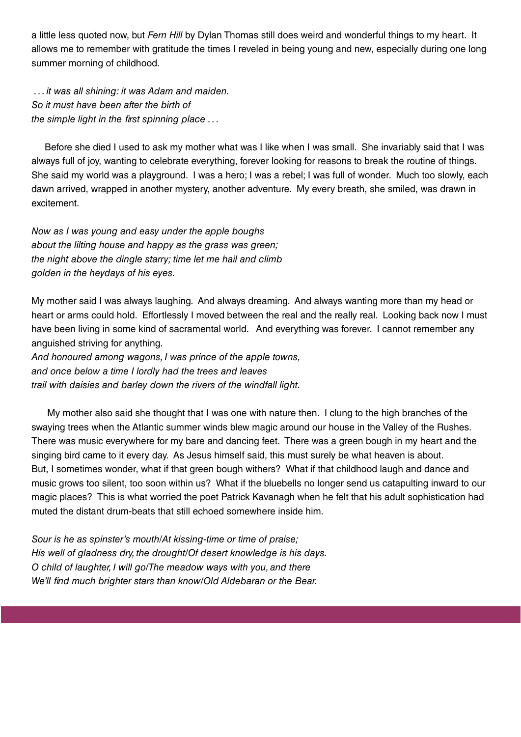a little less quoted now, but *Fern Hill* by Dylan Thomas still does weird and wonderful things to my heart. It allows me to remember with gratitude the times I reveled in being young and new, especially during one long summer morning of childhood.

*. . . it was all shining: it was Adam and maiden.*
*So it must have been after the birth of*
*the simple light in the first spinning place . . .*

Before she died I used to ask my mother what was I like when I was small. She invariably said that I was always full of joy, wanting to celebrate everything, forever looking for reasons to break the routine of things. She said my world was a playground. I was a hero; I was a rebel; I was full of wonder. Much too slowly, each dawn arrived, wrapped in another mystery, another adventure. My every breath, she smiled, was drawn in excitement.

*Now as I was young and easy under the apple boughs*
*about the lilting house and happy as the grass was green;*
*the night above the dingle starry; time let me hail and climb*
*golden in the heydays of his eyes.*

My mother said I was always laughing. And always dreaming. And always wanting more than my head or heart or arms could hold. Effortlessly I moved between the real and the really real. Looking back now I must have been living in some kind of sacramental world. And everything was forever. I cannot remember any anguished striving for anything.

*And honoured among wagons, I was prince of the apple towns,*
*and once below a time I lordly had the trees and leaves*
*trail with daisies and barley down the rivers of the windfall light.*

My mother also said she thought that I was one with nature then. I clung to the high branches of the swaying trees when the Atlantic summer winds blew magic around our house in the Valley of the Rushes. There was music everywhere for my bare and dancing feet. There was a green bough in my heart and the singing bird came to it every day. As Jesus himself said, this must surely be what heaven is about.

But, I sometimes wonder, what if that green bough withers? What if that childhood laugh and dance and music grows too silent, too soon within us? What if the bluebells no longer send us catapulting inward to our magic places? This is what worried the poet Patrick Kavanagh when he felt that his adult sophistication had muted the distant drum-beats that still echoed somewhere inside him.

*Sour is he as spinster's mouth/At kissing-time or time of praise;*
*His well of gladness dry, the drought/Of desert knowledge is his days.*
*O child of laughter, I will go/The meadow ways with you, and there*
*We'll find much brighter stars than know/Old Aldebaran or the Bear.*